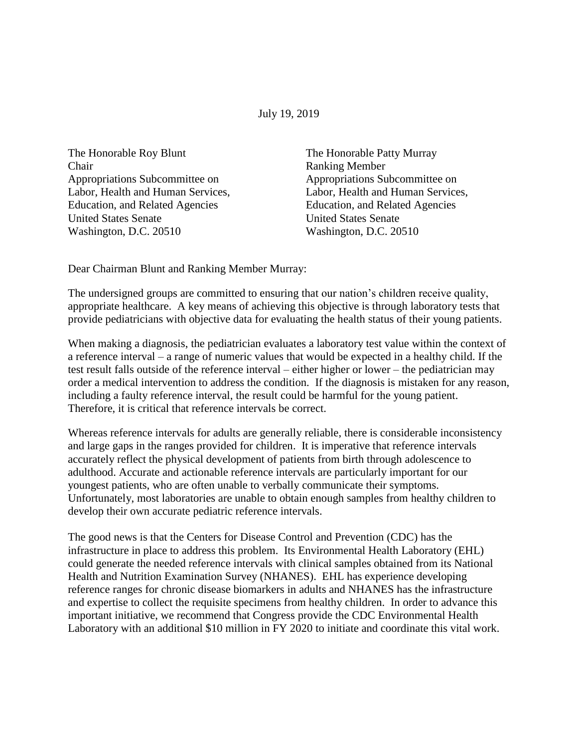July 19, 2019

The Honorable Roy Blunt
Chair
Appropriations Subcommittee on
Labor, Health and Human Services,
Education, and Related Agencies
United States Senate
Washington, D.C. 20510

The Honorable Patty Murray
Ranking Member
Appropriations Subcommittee on
Labor, Health and Human Services,
Education, and Related Agencies
United States Senate
Washington, D.C. 20510

Dear Chairman Blunt and Ranking Member Murray:

The undersigned groups are committed to ensuring that our nation's children receive quality, appropriate healthcare. A key means of achieving this objective is through laboratory tests that provide pediatricians with objective data for evaluating the health status of their young patients.

When making a diagnosis, the pediatrician evaluates a laboratory test value within the context of a reference interval – a range of numeric values that would be expected in a healthy child. If the test result falls outside of the reference interval – either higher or lower – the pediatrician may order a medical intervention to address the condition. If the diagnosis is mistaken for any reason, including a faulty reference interval, the result could be harmful for the young patient. Therefore, it is critical that reference intervals be correct.

Whereas reference intervals for adults are generally reliable, there is considerable inconsistency and large gaps in the ranges provided for children. It is imperative that reference intervals accurately reflect the physical development of patients from birth through adolescence to adulthood. Accurate and actionable reference intervals are particularly important for our youngest patients, who are often unable to verbally communicate their symptoms. Unfortunately, most laboratories are unable to obtain enough samples from healthy children to develop their own accurate pediatric reference intervals.

The good news is that the Centers for Disease Control and Prevention (CDC) has the infrastructure in place to address this problem. Its Environmental Health Laboratory (EHL) could generate the needed reference intervals with clinical samples obtained from its National Health and Nutrition Examination Survey (NHANES). EHL has experience developing reference ranges for chronic disease biomarkers in adults and NHANES has the infrastructure and expertise to collect the requisite specimens from healthy children. In order to advance this important initiative, we recommend that Congress provide the CDC Environmental Health Laboratory with an additional $10 million in FY 2020 to initiate and coordinate this vital work.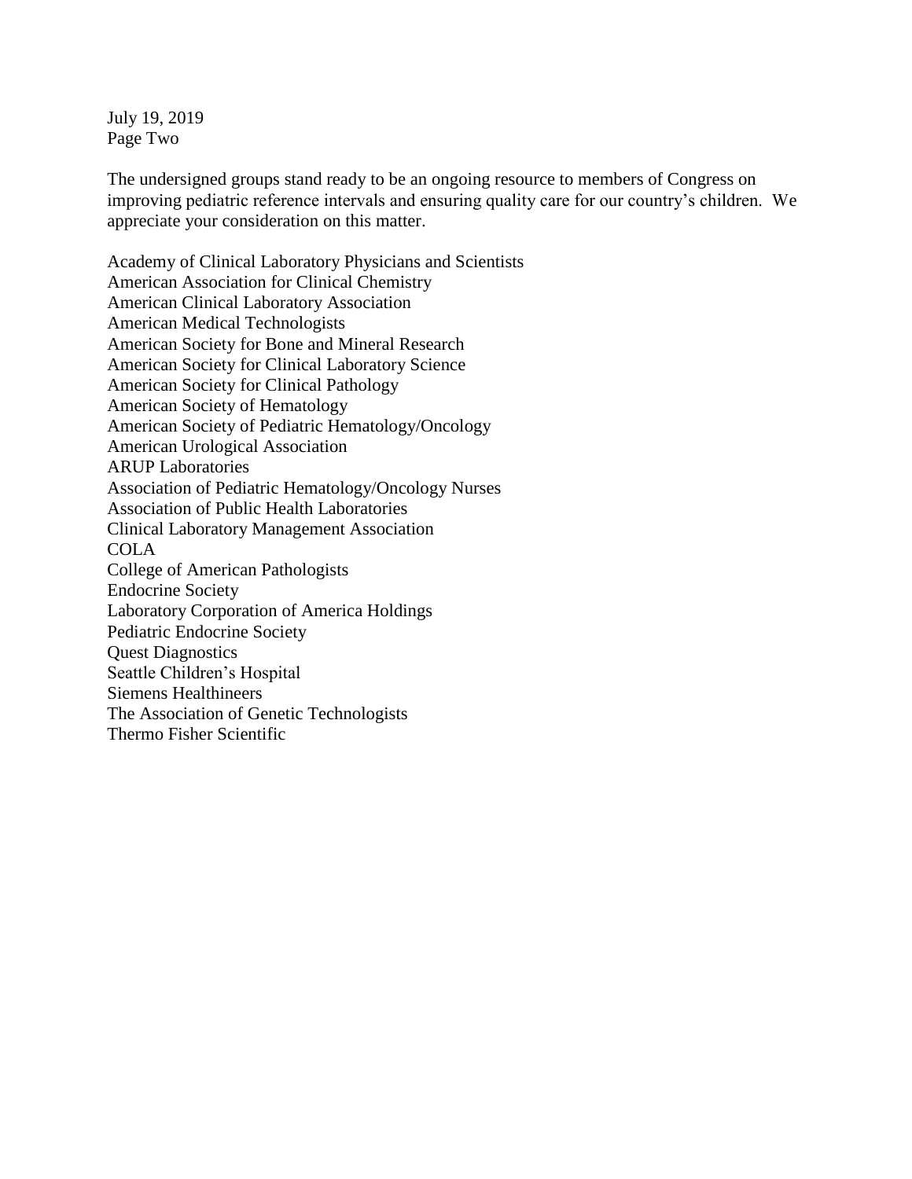July 19, 2019
Page Two

The undersigned groups stand ready to be an ongoing resource to members of Congress on improving pediatric reference intervals and ensuring quality care for our country's children. We appreciate your consideration on this matter.

Academy of Clinical Laboratory Physicians and Scientists
American Association for Clinical Chemistry
American Clinical Laboratory Association
American Medical Technologists
American Society for Bone and Mineral Research
American Society for Clinical Laboratory Science
American Society for Clinical Pathology
American Society of Hematology
American Society of Pediatric Hematology/Oncology
American Urological Association
ARUP Laboratories
Association of Pediatric Hematology/Oncology Nurses
Association of Public Health Laboratories
Clinical Laboratory Management Association
COLA
College of American Pathologists
Endocrine Society
Laboratory Corporation of America Holdings
Pediatric Endocrine Society
Quest Diagnostics
Seattle Children's Hospital
Siemens Healthineers
The Association of Genetic Technologists
Thermo Fisher Scientific